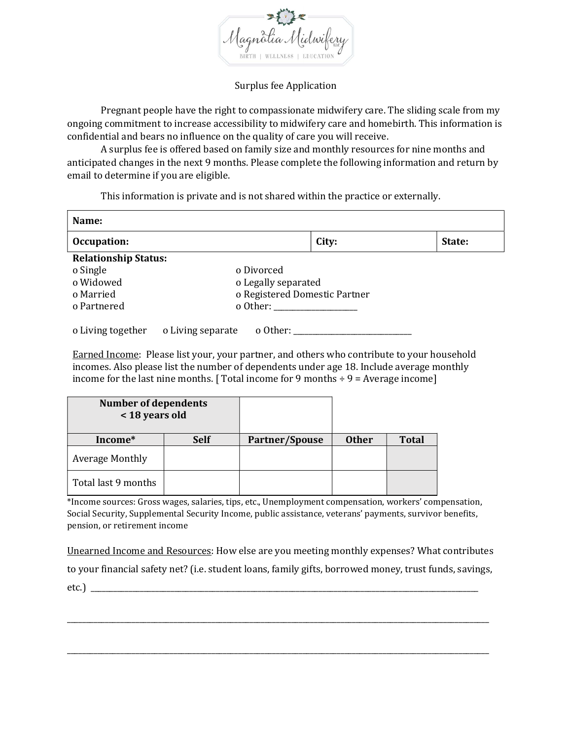Magnolia Midwifery LLC
BIRTH | WELLNESS | EDUCATION

Surplus fee Application

Pregnant people have the right to compassionate midwifery care. The sliding scale from my ongoing commitment to increase accessibility to midwifery care and homebirth. This information is confidential and bears no influence on the quality of care you will receive.

A surplus fee is offered based on family size and monthly resources for nine months and anticipated changes in the next 9 months. Please complete the following information and return by email to determine if you are eligible.

This information is private and is not shared within the practice or externally.

| **Name:** | | |
|---|---|---|
| **Occupation:** | **City:** | **State:** |

**Relationship Status:**

- o Single
- o Widowed
- o Married
- o Partnered
- o Divorced
- o Legally separated
- o Registered Domestic Partner
- o Other: ____________________

o Living together o Living separate o Other: ____________________________

Earned Income: Please list your, your partner, and others who contribute to your household incomes. Also please list the number of dependents under age 18. Include average monthly income for the last nine months. [ Total income for 9 months ÷ 9 = Average income]

| **Number of dependents < 18 years old** | | | | |
|---|---|---|---|---|
| **Income*** | **Self** | **Partner/Spouse** | **Other** | **Total** |
| Average Monthly | | | | |
| Total last 9 months | | | | |

*Income sources: Gross wages, salaries, tips, etc., Unemployment compensation, workers' compensation, Social Security, Supplemental Security Income, public assistance, veterans' payments, survivor benefits, pension, or retirement income

Unearned Income and Resources: How else are you meeting monthly expenses? What contributes to your financial safety net? (i.e. student loans, family gifts, borrowed money, trust funds, savings, etc.) ______________________________________________________________________________

______________________________________________________________________________

______________________________________________________________________________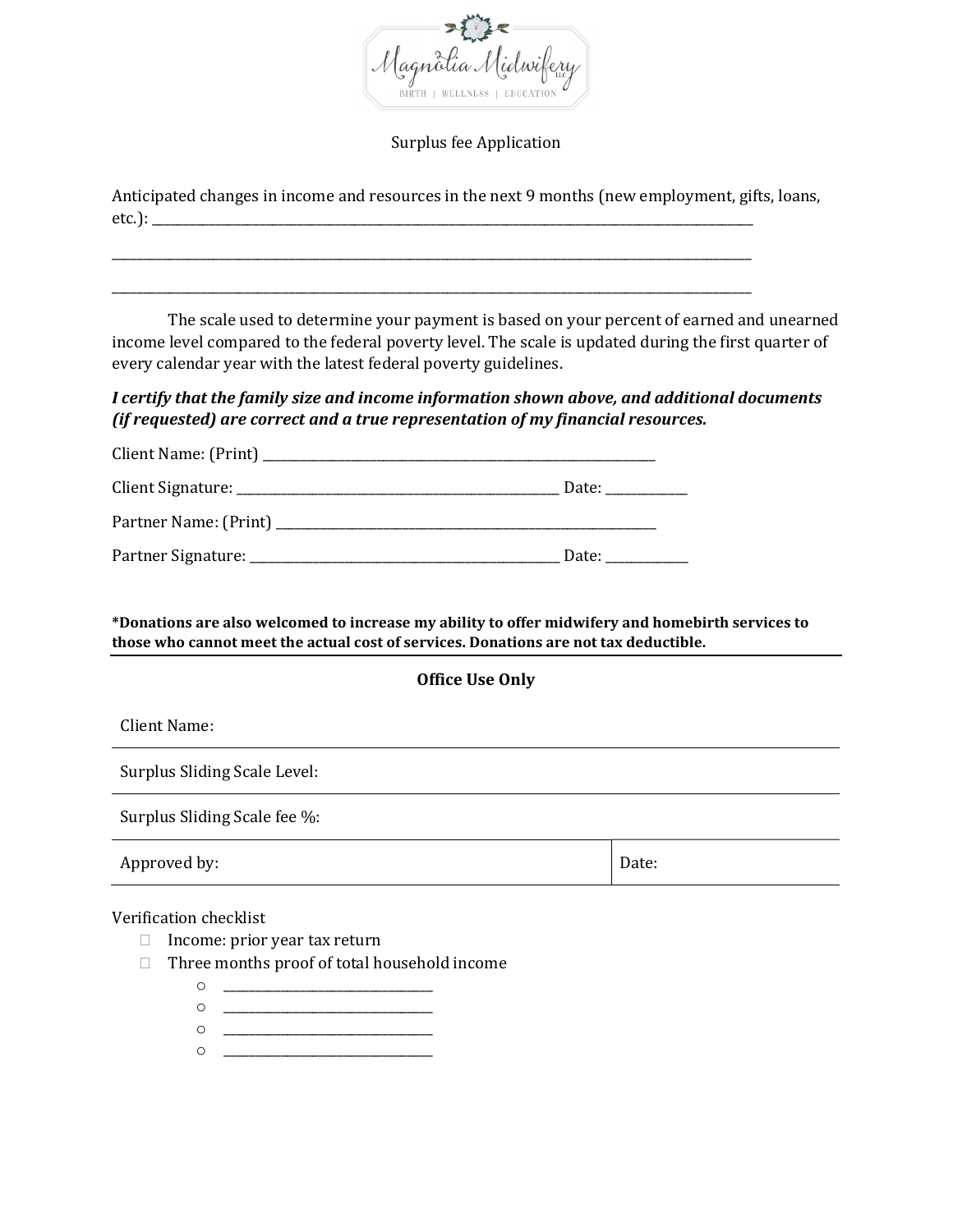Surplus fee Application

Anticipated changes in income and resources in the next 9 months (new employment, gifts, loans, etc.): ___________________________________________________________________________

___________________________________________________________________________________

___________________________________________________________________________________

The scale used to determine your payment is based on your percent of earned and unearned income level compared to the federal poverty level. The scale is updated during the first quarter of every calendar year with the latest federal poverty guidelines.

***I certify that the family size and income information shown above, and additional documents (if requested) are correct and a true representation of my financial resources.***

Client Name: (Print) ______________________________________________________

Client Signature: ____________________________________________ Date: ___________

Partner Name: (Print) _____________________________________________________

Partner Signature: ___________________________________________ Date: ___________

**\*Donations are also welcomed to increase my ability to offer midwifery and homebirth services to those who cannot meet the actual cost of services. Donations are not tax deductible.**

---

**Office Use Only**

| | |
|---|---|
| Client Name: | |
| Surplus Sliding Scale Level: | |
| Surplus Sliding Scale fee %: | |
| Approved by: | Date: |

Verification checklist

- ☐ Income: prior year tax return
- ☐ Three months proof of total household income
  - ____________________________
  - ____________________________
  - ____________________________
  - ____________________________